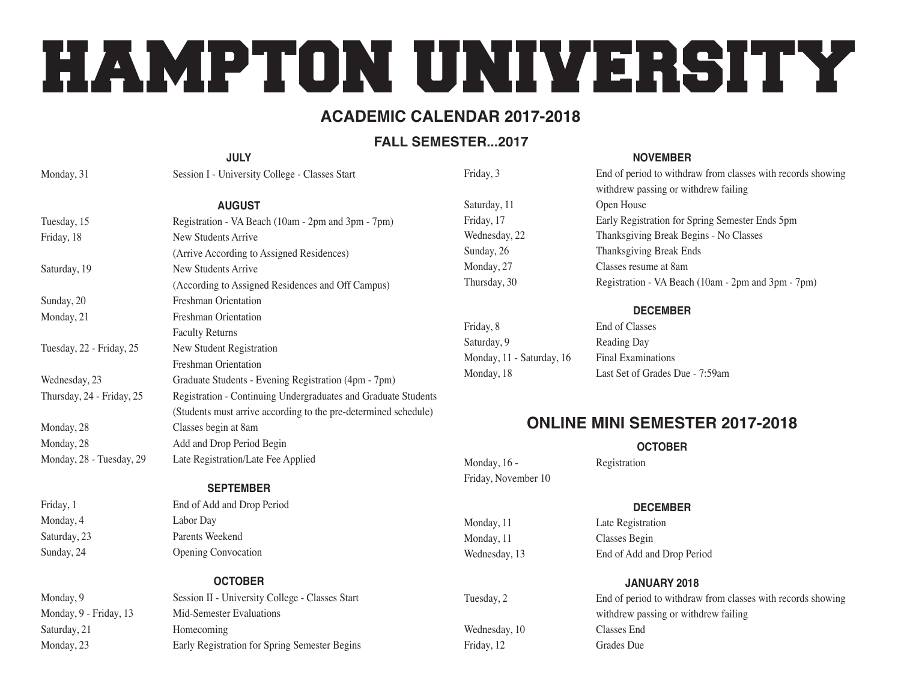# HAMPTON UNIVERSITY

## ACADEMIC CALENDAR 2017-2018

### FALL SEMESTER...2017

#### JULY

| | |
|---|---|
| Monday, 31 | Session I - University College - Classes Start |

#### AUGUST

| | |
|---|---|
| Tuesday, 15 | Registration - VA Beach (10am - 2pm and 3pm - 7pm) |
| Friday, 18 | New Students Arrive (Arrive According to Assigned Residences) |
| Saturday, 19 | New Students Arrive (According to Assigned Residences and Off Campus) |
| Sunday, 20 | Freshman Orientation |
| Monday, 21 | Freshman Orientation<br>Faculty Returns |
| Tuesday, 22 - Friday, 25 | New Student Registration<br>Freshman Orientation |
| Wednesday, 23 | Graduate Students - Evening Registration (4pm - 7pm) |
| Thursday, 24 - Friday, 25 | Registration - Continuing Undergraduates and Graduate Students (Students must arrive according to the pre-determined schedule) |
| Monday, 28 | Classes begin at 8am |
| Monday, 28 | Add and Drop Period Begin |
| Monday, 28 - Tuesday, 29 | Late Registration/Late Fee Applied |

#### SEPTEMBER

| | |
|---|---|
| Friday, 1 | End of Add and Drop Period |
| Monday, 4 | Labor Day |
| Saturday, 23 | Parents Weekend |
| Sunday, 24 | Opening Convocation |

#### OCTOBER

| | |
|---|---|
| Monday, 9 | Session II - University College - Classes Start |
| Monday, 9 - Friday, 13 | Mid-Semester Evaluations |
| Saturday, 21 | Homecoming |
| Monday, 23 | Early Registration for Spring Semester Begins |

#### NOVEMBER

| | |
|---|---|
| Friday, 3 | End of period to withdraw from classes with records showing withdrew passing or withdrew failing |
| Saturday, 11 | Open House |
| Friday, 17 | Early Registration for Spring Semester Ends 5pm |
| Wednesday, 22 | Thanksgiving Break Begins - No Classes |
| Sunday, 26 | Thanksgiving Break Ends |
| Monday, 27 | Classes resume at 8am |
| Thursday, 30 | Registration - VA Beach (10am - 2pm and 3pm - 7pm) |

#### DECEMBER

| | |
|---|---|
| Friday, 8 | End of Classes |
| Saturday, 9 | Reading Day |
| Monday, 11 - Saturday, 16 | Final Examinations |
| Monday, 18 | Last Set of Grades Due - 7:59am |

## ONLINE MINI SEMESTER 2017-2018

#### OCTOBER

| | |
|---|---|
| Monday, 16 - Friday, November 10 | Registration |

#### DECEMBER

| | |
|---|---|
| Monday, 11 | Late Registration |
| Monday, 11 | Classes Begin |
| Wednesday, 13 | End of Add and Drop Period |

#### JANUARY 2018

| | |
|---|---|
| Tuesday, 2 | End of period to withdraw from classes with records showing withdrew passing or withdrew failing |
| Wednesday, 10 | Classes End |
| Friday, 12 | Grades Due |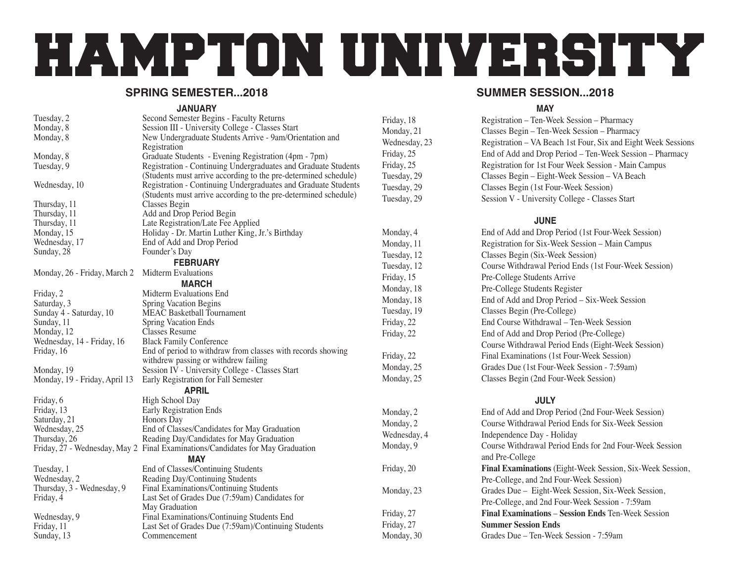# HAMPTON UNIVERSITY

## SPRING SEMESTER...2018

### JANUARY

| | |
|---|---|
| Tuesday, 2 | Second Semester Begins - Faculty Returns |
| Monday, 8 | Session III - University College - Classes Start |
| Monday, 8 | New Undergraduate Students Arrive - 9am/Orientation and Registration |
| Monday, 8 | Graduate Students - Evening Registration (4pm - 7pm) |
| Tuesday, 9 | Registration - Continuing Undergraduates and Graduate Students (Students must arrive according to the pre-determined schedule) |
| Wednesday, 10 | Registration - Continuing Undergraduates and Graduate Students (Students must arrive according to the pre-determined schedule) |
| Thursday, 11 | Classes Begin |
| Thursday, 11 | Add and Drop Period Begin |
| Thursday, 11 | Late Registration/Late Fee Applied |
| Monday, 15 | Holiday - Dr. Martin Luther King, Jr.'s Birthday |
| Wednesday, 17 | End of Add and Drop Period |
| Sunday, 28 | Founder's Day |

### FEBRUARY

| | |
|---|---|
| Monday, 26 - Friday, March 2 | Midterm Evaluations |

### MARCH

| | |
|---|---|
| Friday, 2 | Midterm Evaluations End |
| Saturday, 3 | Spring Vacation Begins |
| Sunday 4 - Saturday, 10 | MEAC Basketball Tournament |
| Sunday, 11 | Spring Vacation Ends |
| Monday, 12 | Classes Resume |
| Wednesday, 14 - Friday, 16 | Black Family Conference |
| Friday, 16 | End of period to withdraw from classes with records showing withdrew passing or withdrew failing |
| Monday, 19 | Session IV - University College - Classes Start |
| Monday, 19 - Friday, April 13 | Early Registration for Fall Semester |

### APRIL

| | |
|---|---|
| Friday, 6 | High School Day |
| Friday, 13 | Early Registration Ends |
| Saturday, 21 | Honors Day |
| Wednesday, 25 | End of Classes/Candidates for May Graduation |
| Thursday, 26 | Reading Day/Candidates for May Graduation |
| Friday, 27 - Wednesday, May 2 | Final Examinations/Candidates for May Graduation |

### MAY

| | |
|---|---|
| Tuesday, 1 | End of Classes/Continuing Students |
| Wednesday, 2 | Reading Day/Continuing Students |
| Thursday, 3 - Wednesday, 9 | Final Examinations/Continuing Students |
| Friday, 4 | Last Set of Grades Due (7:59am) Candidates for May Graduation |
| Wednesday, 9 | Final Examinations/Continuing Students End |
| Friday, 11 | Last Set of Grades Due (7:59am)/Continuing Students |
| Sunday, 13 | Commencement |

## SUMMER SESSION...2018

### MAY

| | |
|---|---|
| Friday, 18 | Registration – Ten-Week Session – Pharmacy |
| Monday, 21 | Classes Begin – Ten-Week Session – Pharmacy |
| Wednesday, 23 | Registration – VA Beach 1st Four, Six and Eight Week Sessions |
| Friday, 25 | End of Add and Drop Period – Ten-Week Session – Pharmacy |
| Friday, 25 | Registration for 1st Four Week Session - Main Campus |
| Tuesday, 29 | Classes Begin – Eight-Week Session – VA Beach |
| Tuesday, 29 | Classes Begin (1st Four-Week Session) |
| Tuesday, 29 | Session V - University College - Classes Start |

### JUNE

| | |
|---|---|
| Monday, 4 | End of Add and Drop Period (1st Four-Week Session) |
| Monday, 11 | Registration for Six-Week Session – Main Campus |
| Tuesday, 12 | Classes Begin (Six-Week Session) |
| Tuesday, 12 | Course Withdrawal Period Ends (1st Four-Week Session) |
| Friday, 15 | Pre-College Students Arrive |
| Monday, 18 | Pre-College Students Register |
| Monday, 18 | End of Add and Drop Period – Six-Week Session |
| Tuesday, 19 | Classes Begin (Pre-College) |
| Friday, 22 | End Course Withdrawal – Ten-Week Session |
| Friday, 22 | End of Add and Drop Period (Pre-College) Course Withdrawal Period Ends (Eight-Week Session) |
| Friday, 22 | Final Examinations (1st Four-Week Session) |
| Monday, 25 | Grades Due (1st Four-Week Session - 7:59am) |
| Monday, 25 | Classes Begin (2nd Four-Week Session) |

### JULY

| | |
|---|---|
| Monday, 2 | End of Add and Drop Period (2nd Four-Week Session) |
| Monday, 2 | Course Withdrawal Period Ends for Six-Week Session |
| Wednesday, 4 | Independence Day - Holiday |
| Monday, 9 | Course Withdrawal Period Ends for 2nd Four-Week Session and Pre-College |
| Friday, 20 | **Final Examinations** (Eight-Week Session, Six-Week Session, Pre-College, and 2nd Four-Week Session) |
| Monday, 23 | Grades Due – Eight-Week Session, Six-Week Session, Pre-College, and 2nd Four-Week Session - 7:59am |
| Friday, 27 | **Final Examinations** – **Session Ends** Ten-Week Session |
| Friday, 27 | **Summer Session Ends** |
| Monday, 30 | Grades Due – Ten-Week Session - 7:59am |